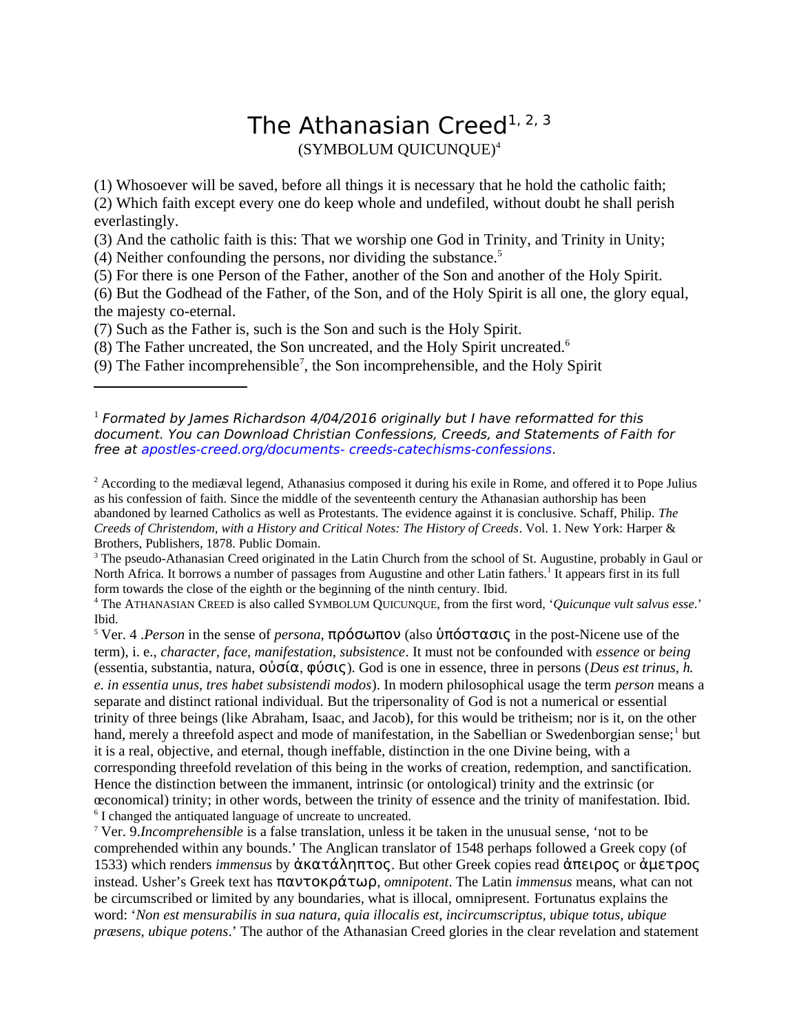# The Athanasian Creed[1, 2, 3]

(SYMBOLUM QUICUNQUE)[4]

(1) Whosoever will be saved, before all things it is necessary that he hold the catholic faith;

(2) Which faith except every one do keep whole and undefiled, without doubt he shall perish everlastingly.

(3) And the catholic faith is this: That we worship one God in Trinity, and Trinity in Unity;

(4) Neither confounding the persons, nor dividing the substance.[5]

(5) For there is one Person of the Father, another of the Son and another of the Holy Spirit.

(6) But the Godhead of the Father, of the Son, and of the Holy Spirit is all one, the glory equal, the majesty co-eternal.

(7) Such as the Father is, such is the Son and such is the Holy Spirit.

(8) The Father uncreated, the Son uncreated, and the Holy Spirit uncreated.[6]

(9) The Father incomprehensible[7], the Son incomprehensible, and the Holy Spirit

---

[1] *Formated by James Richardson 4/04/2016 originally but I have reformatted for this document. You can Download Christian Confessions, Creeds, and Statements of Faith for free at apostles-creed.org/documents- creeds-catechisms-confessions.*

[2] According to the mediæval legend, Athanasius composed it during his exile in Rome, and offered it to Pope Julius as his confession of faith. Since the middle of the seventeenth century the Athanasian authorship has been abandoned by learned Catholics as well as Protestants. The evidence against it is conclusive. Schaff, Philip. *The Creeds of Christendom, with a History and Critical Notes: The History of Creeds*. Vol. 1. New York: Harper & Brothers, Publishers, 1878. Public Domain.

[3] The pseudo-Athanasian Creed originated in the Latin Church from the school of St. Augustine, probably in Gaul or North Africa. It borrows a number of passages from Augustine and other Latin fathers.[1] It appears first in its full form towards the close of the eighth or the beginning of the ninth century. Ibid.

[4] The Athanasian Creed is also called Symbolum Quicunque, from the first word, '*Quicunque vult salvus esse*.' Ibid.

[5] Ver. 4 .*Person* in the sense of *persona*, πρόσωπον (also ὑπόστασις in the post-Nicene use of the term), i. e., *character*, *face*, *manifestation*, *subsistence*. It must not be confounded with *essence* or *being* (essentia, substantia, natura, οὐσία, φύσις). God is one in essence, three in persons (*Deus est trinus, h. e. in essentia unus, tres habet subsistendi modos*). In modern philosophical usage the term *person* means a separate and distinct rational individual. But the tripersonality of God is not a numerical or essential trinity of three beings (like Abraham, Isaac, and Jacob), for this would be tritheism; nor is it, on the other hand, merely a threefold aspect and mode of manifestation, in the Sabellian or Swedenborgian sense;[1] but it is a real, objective, and eternal, though ineffable, distinction in the one Divine being, with a corresponding threefold revelation of this being in the works of creation, redemption, and sanctification. Hence the distinction between the immanent, intrinsic (or ontological) trinity and the extrinsic (or œconomical) trinity; in other words, between the trinity of essence and the trinity of manifestation. Ibid.

[6] I changed the antiquated language of uncreate to uncreated.

[7] Ver. 9.*Incomprehensible* is a false translation, unless it be taken in the unusual sense, 'not to be comprehended within any bounds.' The Anglican translator of 1548 perhaps followed a Greek copy (of 1533) which renders *immensus* by ἀκατάληπτος. But other Greek copies read ἄπειρος or ἄμετρος instead. Usher's Greek text has παντοκράτωρ, *omnipotent*. The Latin *immensus* means, what can not be circumscribed or limited by any boundaries, what is illocal, omnipresent. Fortunatus explains the word: '*Non est mensurabilis in sua natura, quia illocalis est, incircumscriptus, ubique totus, ubique præsens, ubique potens*.' The author of the Athanasian Creed glories in the clear revelation and statement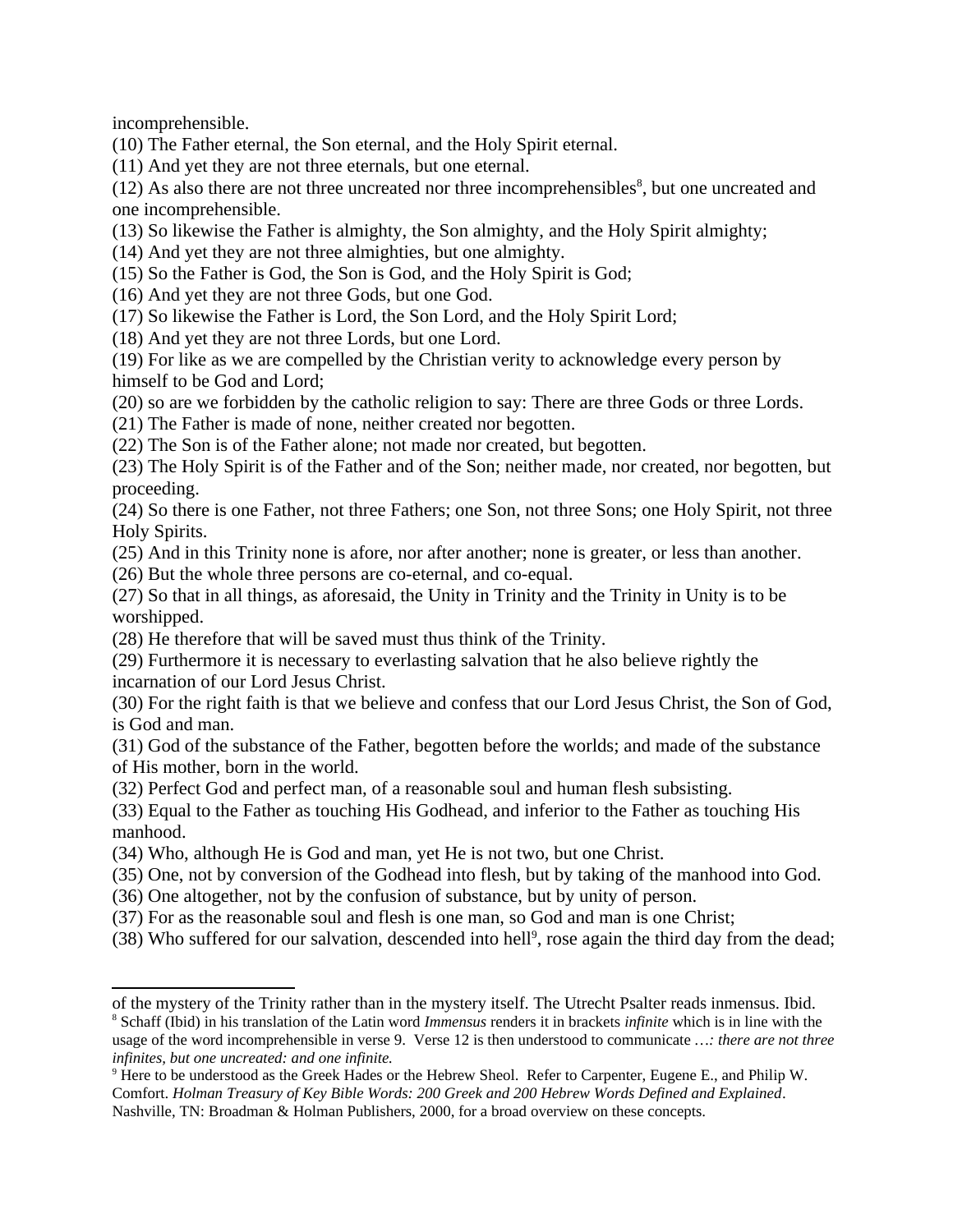incomprehensible.

(10) The Father eternal, the Son eternal, and the Holy Spirit eternal.

(11) And yet they are not three eternals, but one eternal.

(12) As also there are not three uncreated nor three incomprehensibles[8], but one uncreated and one incomprehensible.

(13) So likewise the Father is almighty, the Son almighty, and the Holy Spirit almighty;

(14) And yet they are not three almighties, but one almighty.

(15) So the Father is God, the Son is God, and the Holy Spirit is God;

(16) And yet they are not three Gods, but one God.

(17) So likewise the Father is Lord, the Son Lord, and the Holy Spirit Lord;

(18) And yet they are not three Lords, but one Lord.

(19) For like as we are compelled by the Christian verity to acknowledge every person by himself to be God and Lord;

(20) so are we forbidden by the catholic religion to say: There are three Gods or three Lords.

(21) The Father is made of none, neither created nor begotten.

(22) The Son is of the Father alone; not made nor created, but begotten.

(23) The Holy Spirit is of the Father and of the Son; neither made, nor created, nor begotten, but proceeding.

(24) So there is one Father, not three Fathers; one Son, not three Sons; one Holy Spirit, not three Holy Spirits.

(25) And in this Trinity none is afore, nor after another; none is greater, or less than another.

(26) But the whole three persons are co-eternal, and co-equal.

(27) So that in all things, as aforesaid, the Unity in Trinity and the Trinity in Unity is to be worshipped.

(28) He therefore that will be saved must thus think of the Trinity.

(29) Furthermore it is necessary to everlasting salvation that he also believe rightly the incarnation of our Lord Jesus Christ.

(30) For the right faith is that we believe and confess that our Lord Jesus Christ, the Son of God, is God and man.

(31) God of the substance of the Father, begotten before the worlds; and made of the substance of His mother, born in the world.

(32) Perfect God and perfect man, of a reasonable soul and human flesh subsisting.

(33) Equal to the Father as touching His Godhead, and inferior to the Father as touching His manhood.

(34) Who, although He is God and man, yet He is not two, but one Christ.

(35) One, not by conversion of the Godhead into flesh, but by taking of the manhood into God.

(36) One altogether, not by the confusion of substance, but by unity of person.

(37) For as the reasonable soul and flesh is one man, so God and man is one Christ;

(38) Who suffered for our salvation, descended into hell[9], rose again the third day from the dead;

---

of the mystery of the Trinity rather than in the mystery itself. The Utrecht Psalter reads inmensus. Ibid.

[8] Schaff (Ibid) in his translation of the Latin word *Immensus* renders it in brackets *infinite* which is in line with the usage of the word incomprehensible in verse 9. Verse 12 is then understood to communicate …*: there are not three infinites, but one uncreated: and one infinite.*

[9] Here to be understood as the Greek Hades or the Hebrew Sheol. Refer to Carpenter, Eugene E., and Philip W. Comfort. *Holman Treasury of Key Bible Words: 200 Greek and 200 Hebrew Words Defined and Explained*. Nashville, TN: Broadman & Holman Publishers, 2000, for a broad overview on these concepts.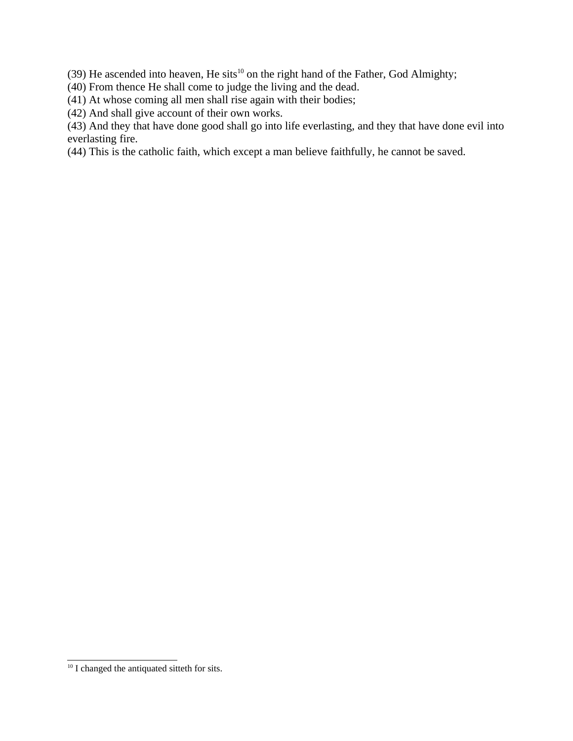(39) He ascended into heaven, He sits[10] on the right hand of the Father, God Almighty;
(40) From thence He shall come to judge the living and the dead.
(41) At whose coming all men shall rise again with their bodies;
(42) And shall give account of their own works.
(43) And they that have done good shall go into life everlasting, and they that have done evil into everlasting fire.
(44) This is the catholic faith, which except a man believe faithfully, he cannot be saved.

---

[10] I changed the antiquated sitteth for sits.